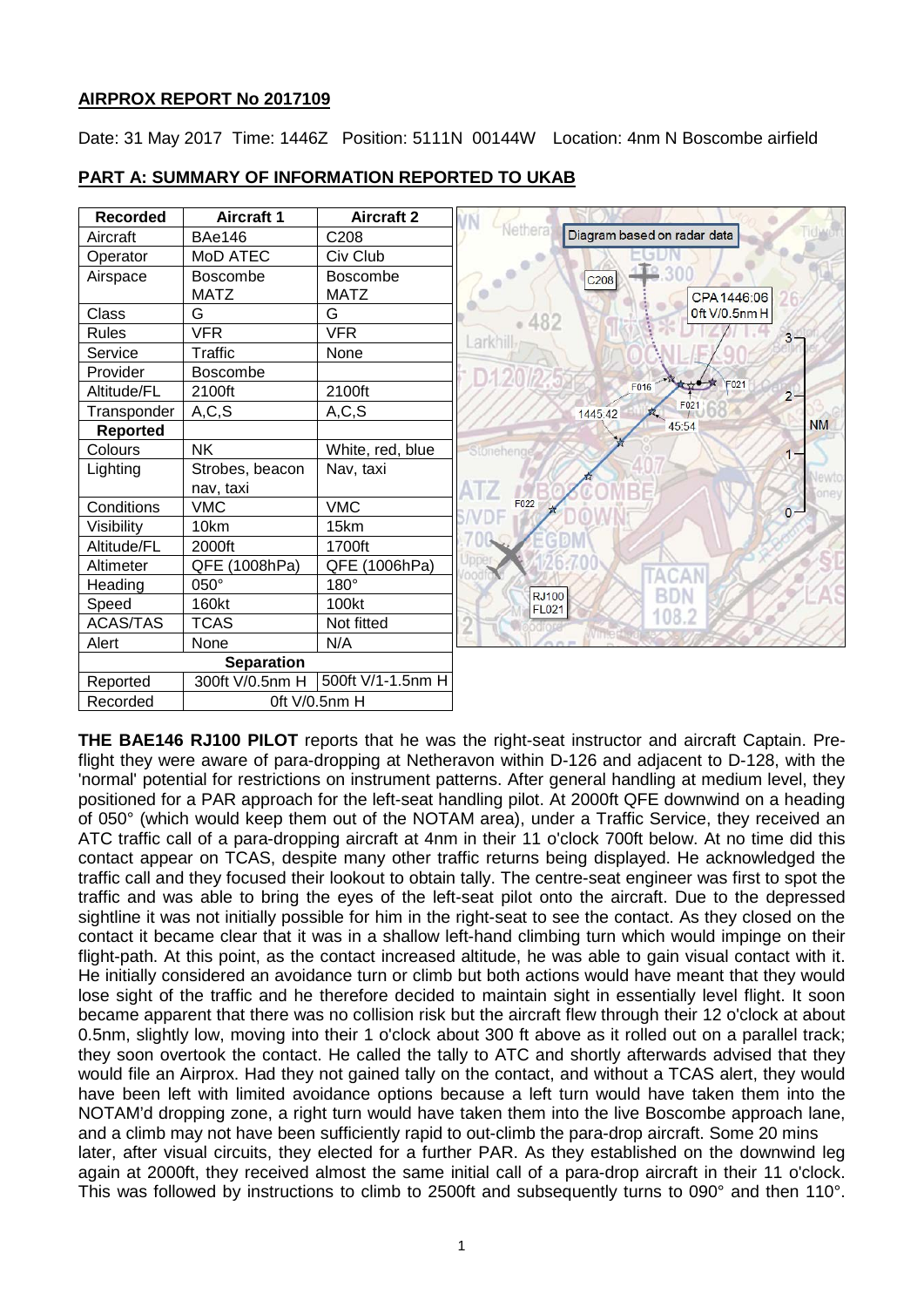## AIRPROX REPORT No 2017109

Date: 31 May 2017 Time: 1446Z Position: 5111N 00144W Location: 4nm N Boscombe airfield

## PART A: SUMMARY OF INFORMATION REPORTED TO UKAB

| Recorded | Aircraft 1 | Aircraft 2 |
|---|---|---|
| Aircraft | BAe146 | C208 |
| Operator | MoD ATEC | Civ Club |
| Airspace | Boscombe MATZ | Boscombe MATZ |
| Class | G | G |
| Rules | VFR | VFR |
| Service | Traffic | None |
| Provider | Boscombe | |
| Altitude/FL | 2100ft | 2100ft |
| Transponder | A,C,S | A,C,S |
| **Reported** | | |
| Colours | NK | White, red, blue |
| Lighting | Strobes, beacon nav, taxi | Nav, taxi |
| Conditions | VMC | VMC |
| Visibility | 10km | 15km |
| Altitude/FL | 2000ft | 1700ft |
| Altimeter | QFE (1008hPa) | QFE (1006hPa) |
| Heading | 050° | 180° |
| Speed | 160kt | 100kt |
| ACAS/TAS | TCAS | Not fitted |
| Alert | None | N/A |
| **Separation** | | |
| Reported | 300ft V/0.5nm H | 500ft V/1-1.5nm H |
| Recorded | 0ft V/0.5nm H | |

Diagram based on radar data

**THE BAE146 RJ100 PILOT** reports that he was the right-seat instructor and aircraft Captain. Pre-flight they were aware of para-dropping at Netheravon within D-126 and adjacent to D-128, with the 'normal' potential for restrictions on instrument patterns. After general handling at medium level, they positioned for a PAR approach for the left-seat handling pilot. At 2000ft QFE downwind on a heading of 050° (which would keep them out of the NOTAM area), under a Traffic Service, they received an ATC traffic call of a para-dropping aircraft at 4nm in their 11 o'clock 700ft below. At no time did this contact appear on TCAS, despite many other traffic returns being displayed. He acknowledged the traffic call and they focused their lookout to obtain tally. The centre-seat engineer was first to spot the traffic and was able to bring the eyes of the left-seat pilot onto the aircraft. Due to the depressed sightline it was not initially possible for him in the right-seat to see the contact. As they closed on the contact it became clear that it was in a shallow left-hand climbing turn which would impinge on their flight-path. At this point, as the contact increased altitude, he was able to gain visual contact with it. He initially considered an avoidance turn or climb but both actions would have meant that they would lose sight of the traffic and he therefore decided to maintain sight in essentially level flight. It soon became apparent that there was no collision risk but the aircraft flew through their 12 o'clock at about 0.5nm, slightly low, moving into their 1 o'clock about 300 ft above as it rolled out on a parallel track; they soon overtook the contact. He called the tally to ATC and shortly afterwards advised that they would file an Airprox. Had they not gained tally on the contact, and without a TCAS alert, they would have been left with limited avoidance options because a left turn would have taken them into the NOTAM'd dropping zone, a right turn would have taken them into the live Boscombe approach lane, and a climb may not have been sufficiently rapid to out-climb the para-drop aircraft. Some 20 mins later, after visual circuits, they elected for a further PAR. As they established on the downwind leg again at 2000ft, they received almost the same initial call of a para-drop aircraft in their 11 o'clock. This was followed by instructions to climb to 2500ft and subsequently turns to 090° and then 110°.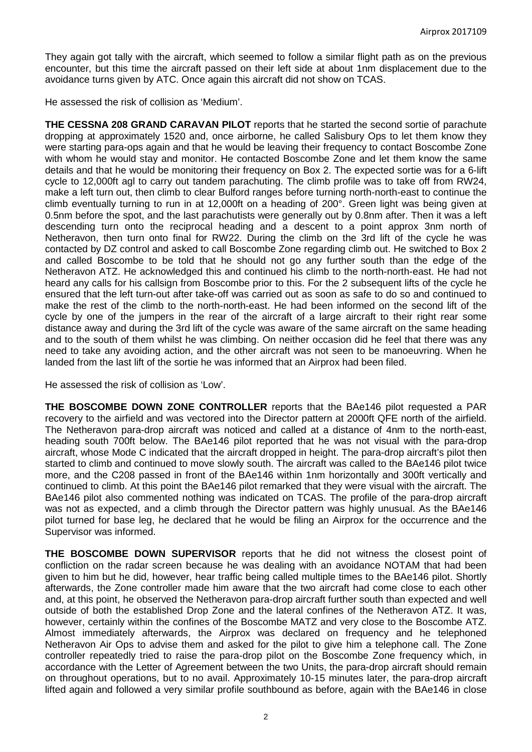They again got tally with the aircraft, which seemed to follow a similar flight path as on the previous encounter, but this time the aircraft passed on their left side at about 1nm displacement due to the avoidance turns given by ATC. Once again this aircraft did not show on TCAS.

He assessed the risk of collision as 'Medium'.

**THE CESSNA 208 GRAND CARAVAN PILOT** reports that he started the second sortie of parachute dropping at approximately 1520 and, once airborne, he called Salisbury Ops to let them know they were starting para-ops again and that he would be leaving their frequency to contact Boscombe Zone with whom he would stay and monitor. He contacted Boscombe Zone and let them know the same details and that he would be monitoring their frequency on Box 2. The expected sortie was for a 6-lift cycle to 12,000ft agl to carry out tandem parachuting. The climb profile was to take off from RW24, make a left turn out, then climb to clear Bulford ranges before turning north-north-east to continue the climb eventually turning to run in at 12,000ft on a heading of 200°. Green light was being given at 0.5nm before the spot, and the last parachutists were generally out by 0.8nm after. Then it was a left descending turn onto the reciprocal heading and a descent to a point approx 3nm north of Netheravon, then turn onto final for RW22. During the climb on the 3rd lift of the cycle he was contacted by DZ control and asked to call Boscombe Zone regarding climb out. He switched to Box 2 and called Boscombe to be told that he should not go any further south than the edge of the Netheravon ATZ. He acknowledged this and continued his climb to the north-north-east. He had not heard any calls for his callsign from Boscombe prior to this. For the 2 subsequent lifts of the cycle he ensured that the left turn-out after take-off was carried out as soon as safe to do so and continued to make the rest of the climb to the north-north-east. He had been informed on the second lift of the cycle by one of the jumpers in the rear of the aircraft of a large aircraft to their right rear some distance away and during the 3rd lift of the cycle was aware of the same aircraft on the same heading and to the south of them whilst he was climbing. On neither occasion did he feel that there was any need to take any avoiding action, and the other aircraft was not seen to be manoeuvring. When he landed from the last lift of the sortie he was informed that an Airprox had been filed.

He assessed the risk of collision as 'Low'.

**THE BOSCOMBE DOWN ZONE CONTROLLER** reports that the BAe146 pilot requested a PAR recovery to the airfield and was vectored into the Director pattern at 2000ft QFE north of the airfield. The Netheravon para-drop aircraft was noticed and called at a distance of 4nm to the north-east, heading south 700ft below. The BAe146 pilot reported that he was not visual with the para-drop aircraft, whose Mode C indicated that the aircraft dropped in height. The para-drop aircraft's pilot then started to climb and continued to move slowly south. The aircraft was called to the BAe146 pilot twice more, and the C208 passed in front of the BAe146 within 1nm horizontally and 300ft vertically and continued to climb. At this point the BAe146 pilot remarked that they were visual with the aircraft. The BAe146 pilot also commented nothing was indicated on TCAS. The profile of the para-drop aircraft was not as expected, and a climb through the Director pattern was highly unusual. As the BAe146 pilot turned for base leg, he declared that he would be filing an Airprox for the occurrence and the Supervisor was informed.

**THE BOSCOMBE DOWN SUPERVISOR** reports that he did not witness the closest point of confliction on the radar screen because he was dealing with an avoidance NOTAM that had been given to him but he did, however, hear traffic being called multiple times to the BAe146 pilot. Shortly afterwards, the Zone controller made him aware that the two aircraft had come close to each other and, at this point, he observed the Netheravon para-drop aircraft further south than expected and well outside of both the established Drop Zone and the lateral confines of the Netheravon ATZ. It was, however, certainly within the confines of the Boscombe MATZ and very close to the Boscombe ATZ. Almost immediately afterwards, the Airprox was declared on frequency and he telephoned Netheravon Air Ops to advise them and asked for the pilot to give him a telephone call. The Zone controller repeatedly tried to raise the para-drop pilot on the Boscombe Zone frequency which, in accordance with the Letter of Agreement between the two Units, the para-drop aircraft should remain on throughout operations, but to no avail. Approximately 10-15 minutes later, the para-drop aircraft lifted again and followed a very similar profile southbound as before, again with the BAe146 in close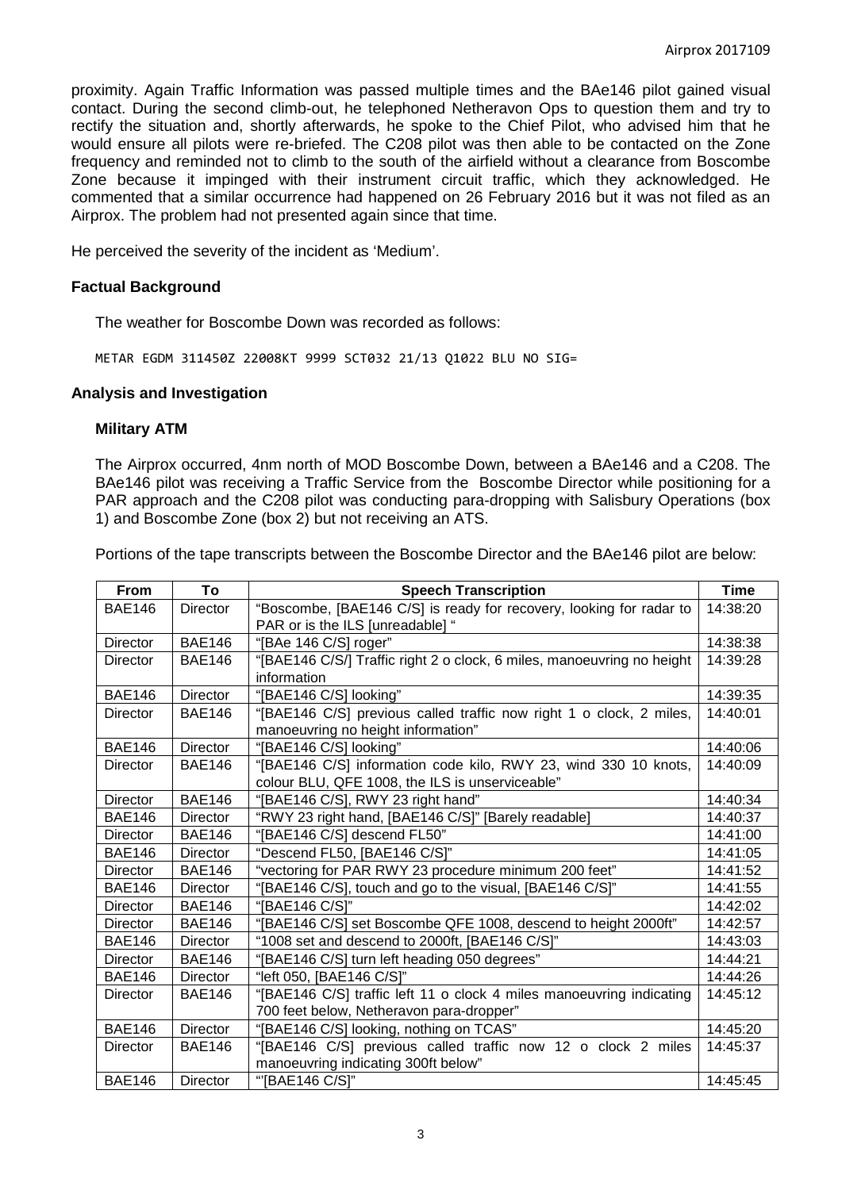proximity. Again Traffic Information was passed multiple times and the BAe146 pilot gained visual contact. During the second climb-out, he telephoned Netheravon Ops to question them and try to rectify the situation and, shortly afterwards, he spoke to the Chief Pilot, who advised him that he would ensure all pilots were re-briefed. The C208 pilot was then able to be contacted on the Zone frequency and reminded not to climb to the south of the airfield without a clearance from Boscombe Zone because it impinged with their instrument circuit traffic, which they acknowledged. He commented that a similar occurrence had happened on 26 February 2016 but it was not filed as an Airprox. The problem had not presented again since that time.

He perceived the severity of the incident as 'Medium'.

## Factual Background

The weather for Boscombe Down was recorded as follows:

```
METAR EGDM 311450Z 22008KT 9999 SCT032 21/13 Q1022 BLU NO SIG=
```

## Analysis and Investigation

### Military ATM

The Airprox occurred, 4nm north of MOD Boscombe Down, between a BAe146 and a C208. The BAe146 pilot was receiving a Traffic Service from the Boscombe Director while positioning for a PAR approach and the C208 pilot was conducting para-dropping with Salisbury Operations (box 1) and Boscombe Zone (box 2) but not receiving an ATS.

Portions of the tape transcripts between the Boscombe Director and the BAe146 pilot are below:

| From | To | Speech Transcription | Time |
|---|---|---|---|
| BAE146 | Director | "Boscombe, [BAE146 C/S] is ready for recovery, looking for radar to PAR or is the ILS [unreadable] " | 14:38:20 |
| Director | BAE146 | "[BAe 146 C/S] roger" | 14:38:38 |
| Director | BAE146 | "[BAE146 C/S/] Traffic right 2 o clock, 6 miles, manoeuvring no height information | 14:39:28 |
| BAE146 | Director | "[BAE146 C/S] looking" | 14:39:35 |
| Director | BAE146 | "[BAE146 C/S] previous called traffic now right 1 o clock, 2 miles, manoeuvring no height information" | 14:40:01 |
| BAE146 | Director | "[BAE146 C/S] looking" | 14:40:06 |
| Director | BAE146 | "[BAE146 C/S] information code kilo, RWY 23, wind 330 10 knots, colour BLU, QFE 1008, the ILS is unserviceable" | 14:40:09 |
| Director | BAE146 | "[BAE146 C/S], RWY 23 right hand" | 14:40:34 |
| BAE146 | Director | "RWY 23 right hand, [BAE146 C/S]" [Barely readable] | 14:40:37 |
| Director | BAE146 | "[BAE146 C/S] descend FL50" | 14:41:00 |
| BAE146 | Director | "Descend FL50, [BAE146 C/S]" | 14:41:05 |
| Director | BAE146 | "vectoring for PAR RWY 23 procedure minimum 200 feet" | 14:41:52 |
| BAE146 | Director | "[BAE146 C/S], touch and go to the visual, [BAE146 C/S]" | 14:41:55 |
| Director | BAE146 | "[BAE146 C/S]" | 14:42:02 |
| Director | BAE146 | "[BAE146 C/S] set Boscombe QFE 1008, descend to height 2000ft" | 14:42:57 |
| BAE146 | Director | "1008 set and descend to 2000ft, [BAE146 C/S]" | 14:43:03 |
| Director | BAE146 | "[BAE146 C/S] turn left heading 050 degrees" | 14:44:21 |
| BAE146 | Director | "left 050, [BAE146 C/S]" | 14:44:26 |
| Director | BAE146 | "[BAE146 C/S] traffic left 11 o clock 4 miles manoeuvring indicating 700 feet below, Netheravon para-dropper" | 14:45:12 |
| BAE146 | Director | "[BAE146 C/S] looking, nothing on TCAS" | 14:45:20 |
| Director | BAE146 | "[BAE146 C/S] previous called traffic now 12 o clock 2 miles manoeuvring indicating 300ft below" | 14:45:37 |
| BAE146 | Director | "'[BAE146 C/S]" | 14:45:45 |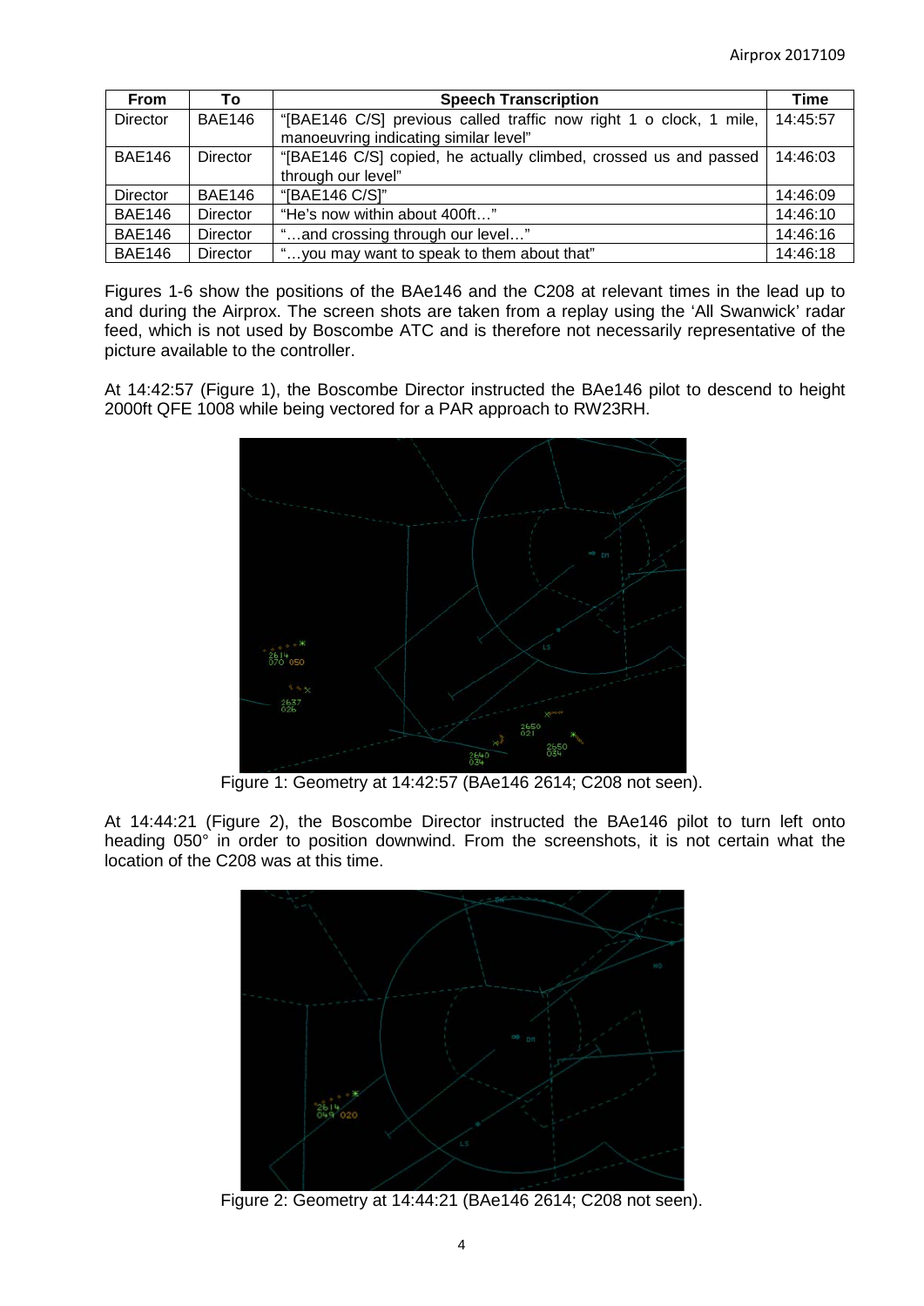| From | To | Speech Transcription | Time |
|---|---|---|---|
| Director | BAE146 | "[BAE146 C/S] previous called traffic now right 1 o clock, 1 mile, manoeuvring indicating similar level" | 14:45:57 |
| BAE146 | Director | "[BAE146 C/S] copied, he actually climbed, crossed us and passed through our level" | 14:46:03 |
| Director | BAE146 | "[BAE146 C/S]" | 14:46:09 |
| BAE146 | Director | "He's now within about 400ft…" | 14:46:10 |
| BAE146 | Director | "…and crossing through our level…" | 14:46:16 |
| BAE146 | Director | "…you may want to speak to them about that" | 14:46:18 |

Figures 1-6 show the positions of the BAe146 and the C208 at relevant times in the lead up to and during the Airprox. The screen shots are taken from a replay using the 'All Swanwick' radar feed, which is not used by Boscombe ATC and is therefore not necessarily representative of the picture available to the controller.

At 14:42:57 (Figure 1), the Boscombe Director instructed the BAe146 pilot to descend to height 2000ft QFE 1008 while being vectored for a PAR approach to RW23RH.

Figure 1: Geometry at 14:42:57 (BAe146 2614; C208 not seen).

At 14:44:21 (Figure 2), the Boscombe Director instructed the BAe146 pilot to turn left onto heading 050° in order to position downwind. From the screenshots, it is not certain what the location of the C208 was at this time.

Figure 2: Geometry at 14:44:21 (BAe146 2614; C208 not seen).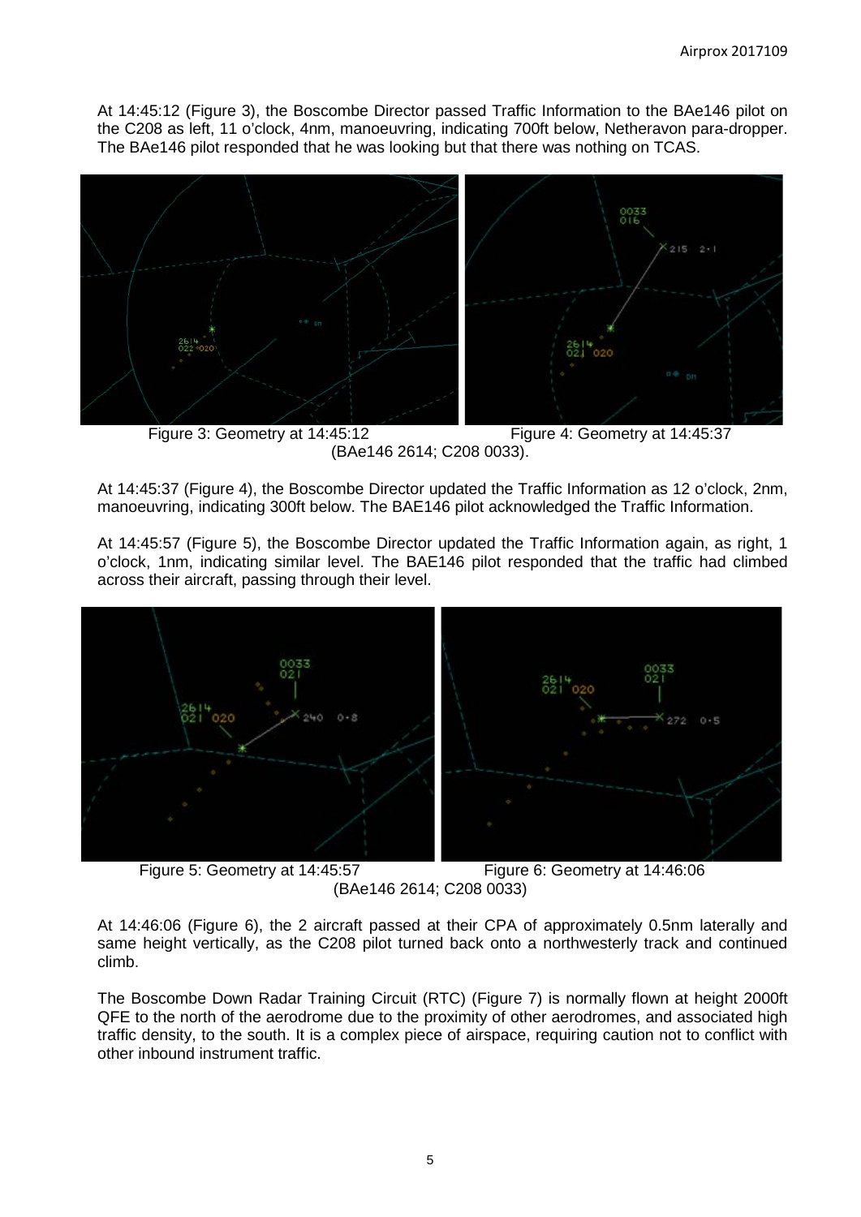At 14:45:12 (Figure 3), the Boscombe Director passed Traffic Information to the BAe146 pilot on the C208 as left, 11 o'clock, 4nm, manoeuvring, indicating 700ft below, Netheravon para-dropper. The BAe146 pilot responded that he was looking but that there was nothing on TCAS.

Figure 3: Geometry at 14:45:12 Figure 4: Geometry at 14:45:37
(BAe146 2614; C208 0033).

At 14:45:37 (Figure 4), the Boscombe Director updated the Traffic Information as 12 o'clock, 2nm, manoeuvring, indicating 300ft below. The BAE146 pilot acknowledged the Traffic Information.

At 14:45:57 (Figure 5), the Boscombe Director updated the Traffic Information again, as right, 1 o'clock, 1nm, indicating similar level. The BAE146 pilot responded that the traffic had climbed across their aircraft, passing through their level.

Figure 5: Geometry at 14:45:57 Figure 6: Geometry at 14:46:06
(BAe146 2614; C208 0033)

At 14:46:06 (Figure 6), the 2 aircraft passed at their CPA of approximately 0.5nm laterally and same height vertically, as the C208 pilot turned back onto a northwesterly track and continued climb.

The Boscombe Down Radar Training Circuit (RTC) (Figure 7) is normally flown at height 2000ft QFE to the north of the aerodrome due to the proximity of other aerodromes, and associated high traffic density, to the south. It is a complex piece of airspace, requiring caution not to conflict with other inbound instrument traffic.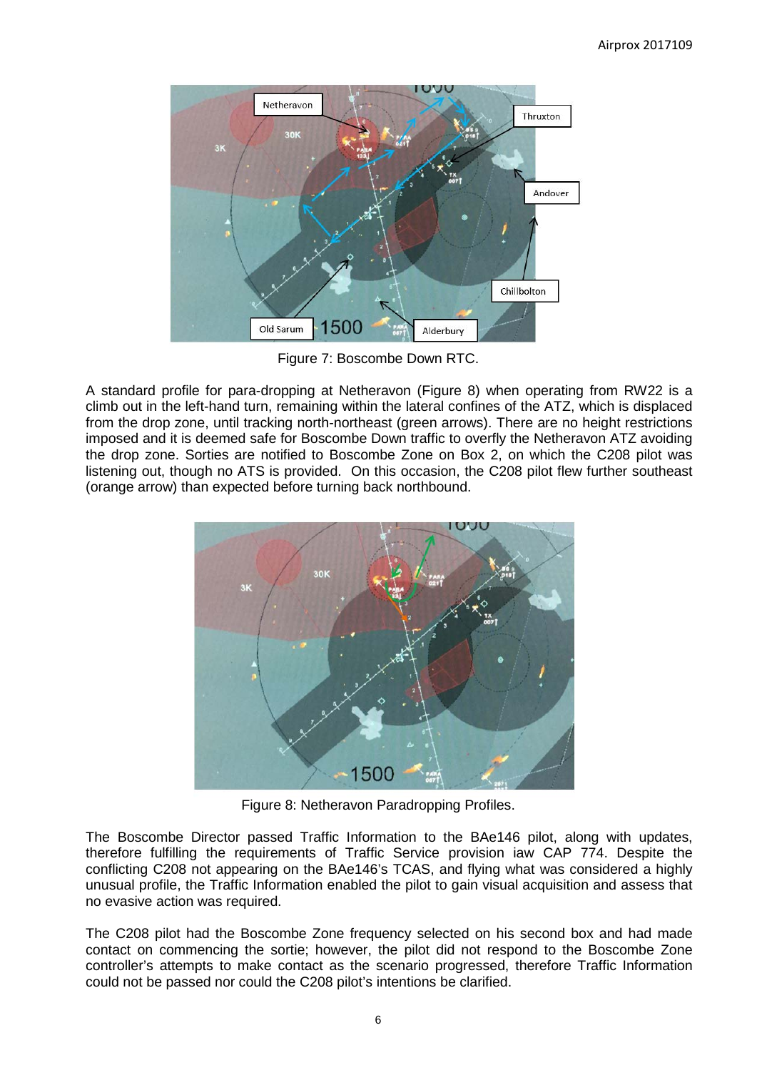Figure 7: Boscombe Down RTC.

A standard profile for para-dropping at Netheravon (Figure 8) when operating from RW22 is a climb out in the left-hand turn, remaining within the lateral confines of the ATZ, which is displaced from the drop zone, until tracking north-northeast (green arrows). There are no height restrictions imposed and it is deemed safe for Boscombe Down traffic to overfly the Netheravon ATZ avoiding the drop zone. Sorties are notified to Boscombe Zone on Box 2, on which the C208 pilot was listening out, though no ATS is provided. On this occasion, the C208 pilot flew further southeast (orange arrow) than expected before turning back northbound.

Figure 8: Netheravon Paradropping Profiles.

The Boscombe Director passed Traffic Information to the BAe146 pilot, along with updates, therefore fulfilling the requirements of Traffic Service provision iaw CAP 774. Despite the conflicting C208 not appearing on the BAe146's TCAS, and flying what was considered a highly unusual profile, the Traffic Information enabled the pilot to gain visual acquisition and assess that no evasive action was required.

The C208 pilot had the Boscombe Zone frequency selected on his second box and had made contact on commencing the sortie; however, the pilot did not respond to the Boscombe Zone controller's attempts to make contact as the scenario progressed, therefore Traffic Information could not be passed nor could the C208 pilot's intentions be clarified.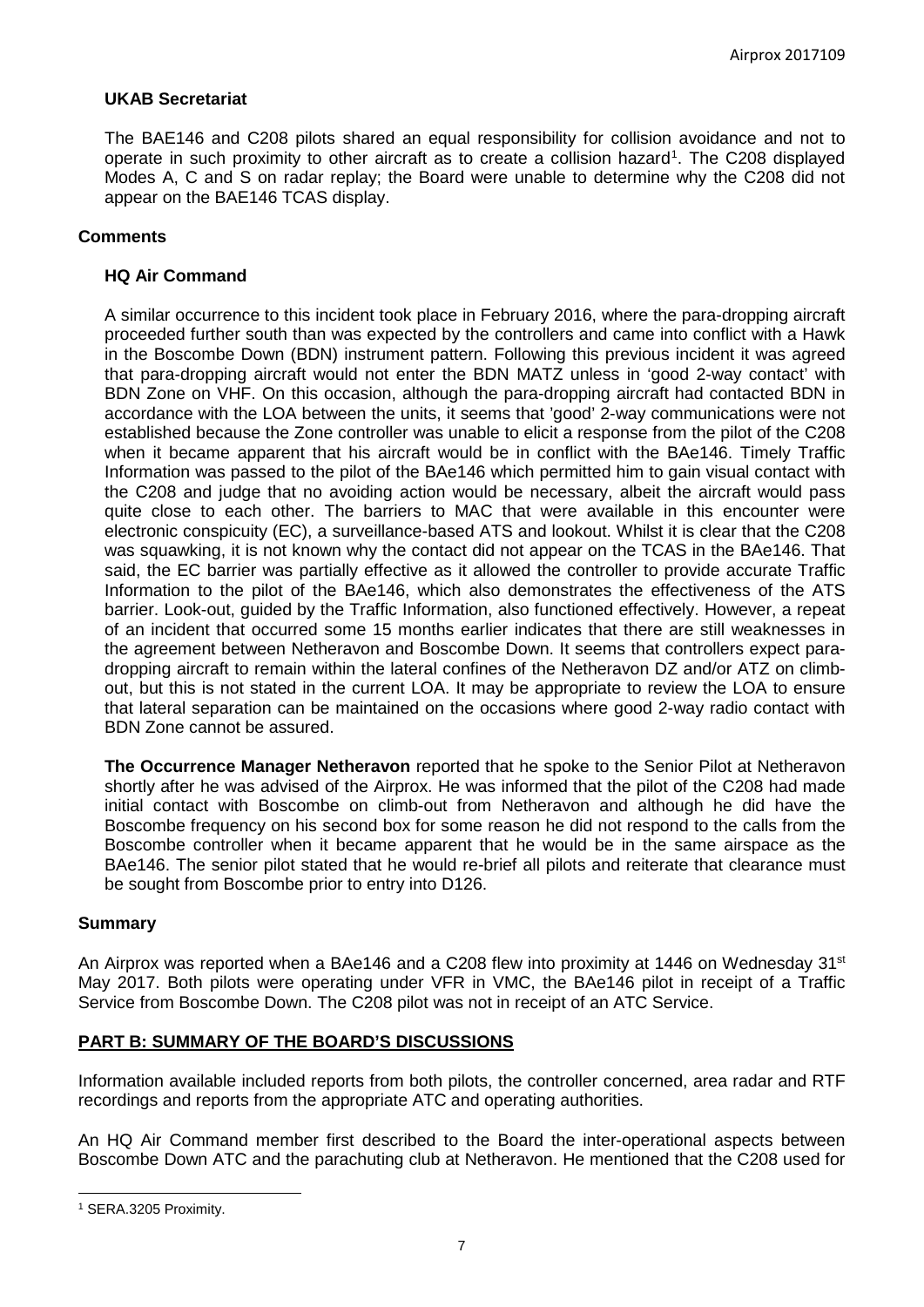### UKAB Secretariat

The BAE146 and C208 pilots shared an equal responsibility for collision avoidance and not to operate in such proximity to other aircraft as to create a collision hazard[1]. The C208 displayed Modes A, C and S on radar replay; the Board were unable to determine why the C208 did not appear on the BAE146 TCAS display.

## Comments

### HQ Air Command

A similar occurrence to this incident took place in February 2016, where the para-dropping aircraft proceeded further south than was expected by the controllers and came into conflict with a Hawk in the Boscombe Down (BDN) instrument pattern. Following this previous incident it was agreed that para-dropping aircraft would not enter the BDN MATZ unless in 'good 2-way contact' with BDN Zone on VHF. On this occasion, although the para-dropping aircraft had contacted BDN in accordance with the LOA between the units, it seems that 'good' 2-way communications were not established because the Zone controller was unable to elicit a response from the pilot of the C208 when it became apparent that his aircraft would be in conflict with the BAe146. Timely Traffic Information was passed to the pilot of the BAe146 which permitted him to gain visual contact with the C208 and judge that no avoiding action would be necessary, albeit the aircraft would pass quite close to each other. The barriers to MAC that were available in this encounter were electronic conspicuity (EC), a surveillance-based ATS and lookout. Whilst it is clear that the C208 was squawking, it is not known why the contact did not appear on the TCAS in the BAe146. That said, the EC barrier was partially effective as it allowed the controller to provide accurate Traffic Information to the pilot of the BAe146, which also demonstrates the effectiveness of the ATS barrier. Look-out, guided by the Traffic Information, also functioned effectively. However, a repeat of an incident that occurred some 15 months earlier indicates that there are still weaknesses in the agreement between Netheravon and Boscombe Down. It seems that controllers expect para-dropping aircraft to remain within the lateral confines of the Netheravon DZ and/or ATZ on climb-out, but this is not stated in the current LOA. It may be appropriate to review the LOA to ensure that lateral separation can be maintained on the occasions where good 2-way radio contact with BDN Zone cannot be assured.

**The Occurrence Manager Netheravon** reported that he spoke to the Senior Pilot at Netheravon shortly after he was advised of the Airprox. He was informed that the pilot of the C208 had made initial contact with Boscombe on climb-out from Netheravon and although he did have the Boscombe frequency on his second box for some reason he did not respond to the calls from the Boscombe controller when it became apparent that he would be in the same airspace as the BAe146. The senior pilot stated that he would re-brief all pilots and reiterate that clearance must be sought from Boscombe prior to entry into D126.

## Summary

An Airprox was reported when a BAe146 and a C208 flew into proximity at 1446 on Wednesday 31st May 2017. Both pilots were operating under VFR in VMC, the BAe146 pilot in receipt of a Traffic Service from Boscombe Down. The C208 pilot was not in receipt of an ATC Service.

## PART B: SUMMARY OF THE BOARD'S DISCUSSIONS

Information available included reports from both pilots, the controller concerned, area radar and RTF recordings and reports from the appropriate ATC and operating authorities.

An HQ Air Command member first described to the Board the inter-operational aspects between Boscombe Down ATC and the parachuting club at Netheravon. He mentioned that the C208 used for

[1] SERA.3205 Proximity.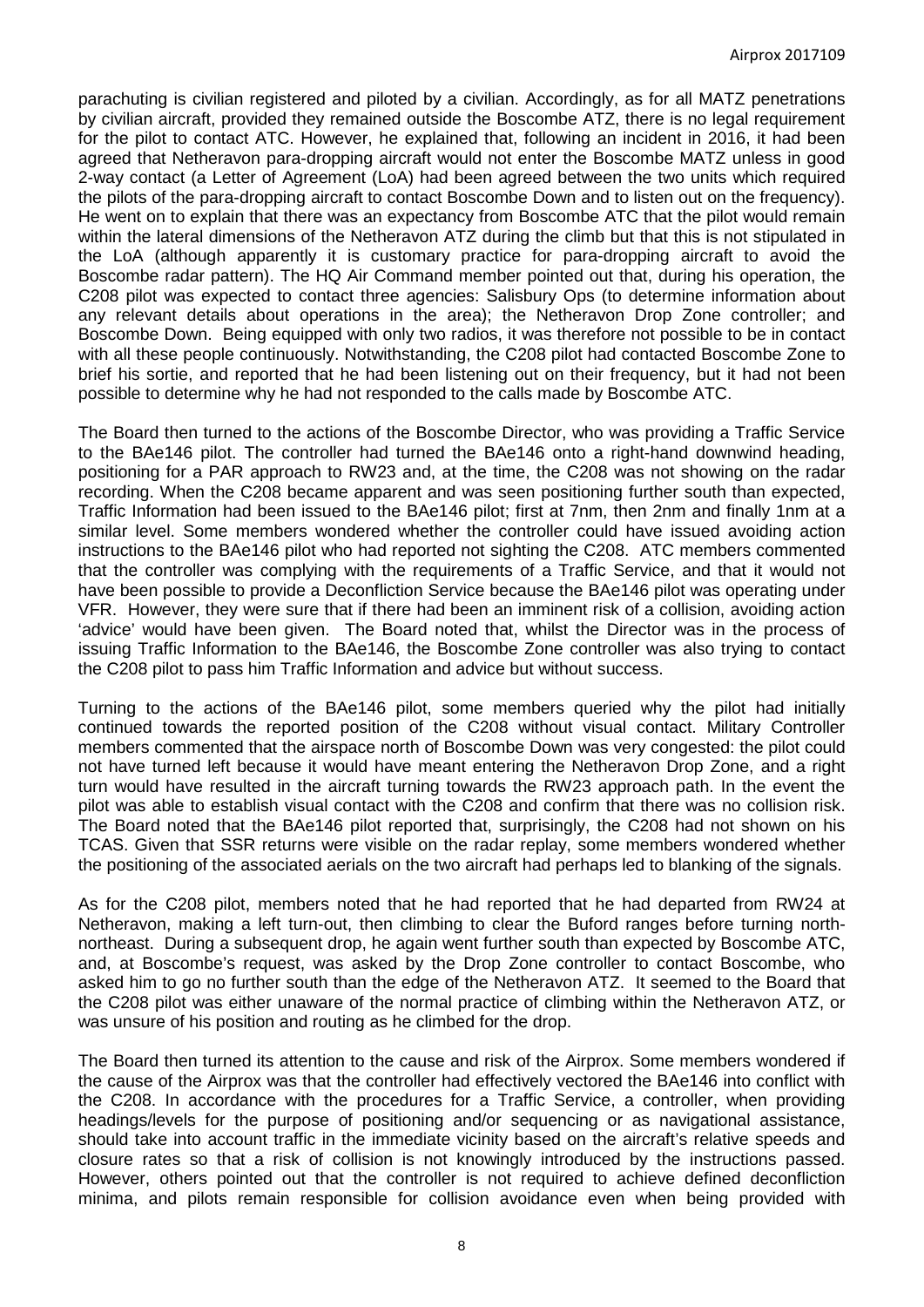parachuting is civilian registered and piloted by a civilian. Accordingly, as for all MATZ penetrations by civilian aircraft, provided they remained outside the Boscombe ATZ, there is no legal requirement for the pilot to contact ATC. However, he explained that, following an incident in 2016, it had been agreed that Netheravon para-dropping aircraft would not enter the Boscombe MATZ unless in good 2-way contact (a Letter of Agreement (LoA) had been agreed between the two units which required the pilots of the para-dropping aircraft to contact Boscombe Down and to listen out on the frequency). He went on to explain that there was an expectancy from Boscombe ATC that the pilot would remain within the lateral dimensions of the Netheravon ATZ during the climb but that this is not stipulated in the LoA (although apparently it is customary practice for para-dropping aircraft to avoid the Boscombe radar pattern). The HQ Air Command member pointed out that, during his operation, the C208 pilot was expected to contact three agencies: Salisbury Ops (to determine information about any relevant details about operations in the area); the Netheravon Drop Zone controller; and Boscombe Down. Being equipped with only two radios, it was therefore not possible to be in contact with all these people continuously. Notwithstanding, the C208 pilot had contacted Boscombe Zone to brief his sortie, and reported that he had been listening out on their frequency, but it had not been possible to determine why he had not responded to the calls made by Boscombe ATC.

The Board then turned to the actions of the Boscombe Director, who was providing a Traffic Service to the BAe146 pilot. The controller had turned the BAe146 onto a right-hand downwind heading, positioning for a PAR approach to RW23 and, at the time, the C208 was not showing on the radar recording. When the C208 became apparent and was seen positioning further south than expected, Traffic Information had been issued to the BAe146 pilot; first at 7nm, then 2nm and finally 1nm at a similar level. Some members wondered whether the controller could have issued avoiding action instructions to the BAe146 pilot who had reported not sighting the C208. ATC members commented that the controller was complying with the requirements of a Traffic Service, and that it would not have been possible to provide a Deconfliction Service because the BAe146 pilot was operating under VFR. However, they were sure that if there had been an imminent risk of a collision, avoiding action 'advice' would have been given. The Board noted that, whilst the Director was in the process of issuing Traffic Information to the BAe146, the Boscombe Zone controller was also trying to contact the C208 pilot to pass him Traffic Information and advice but without success.

Turning to the actions of the BAe146 pilot, some members queried why the pilot had initially continued towards the reported position of the C208 without visual contact. Military Controller members commented that the airspace north of Boscombe Down was very congested: the pilot could not have turned left because it would have meant entering the Netheravon Drop Zone, and a right turn would have resulted in the aircraft turning towards the RW23 approach path. In the event the pilot was able to establish visual contact with the C208 and confirm that there was no collision risk. The Board noted that the BAe146 pilot reported that, surprisingly, the C208 had not shown on his TCAS. Given that SSR returns were visible on the radar replay, some members wondered whether the positioning of the associated aerials on the two aircraft had perhaps led to blanking of the signals.

As for the C208 pilot, members noted that he had reported that he had departed from RW24 at Netheravon, making a left turn-out, then climbing to clear the Buford ranges before turning north-northeast. During a subsequent drop, he again went further south than expected by Boscombe ATC, and, at Boscombe's request, was asked by the Drop Zone controller to contact Boscombe, who asked him to go no further south than the edge of the Netheravon ATZ. It seemed to the Board that the C208 pilot was either unaware of the normal practice of climbing within the Netheravon ATZ, or was unsure of his position and routing as he climbed for the drop.

The Board then turned its attention to the cause and risk of the Airprox. Some members wondered if the cause of the Airprox was that the controller had effectively vectored the BAe146 into conflict with the C208. In accordance with the procedures for a Traffic Service, a controller, when providing headings/levels for the purpose of positioning and/or sequencing or as navigational assistance, should take into account traffic in the immediate vicinity based on the aircraft's relative speeds and closure rates so that a risk of collision is not knowingly introduced by the instructions passed. However, others pointed out that the controller is not required to achieve defined deconfliction minima, and pilots remain responsible for collision avoidance even when being provided with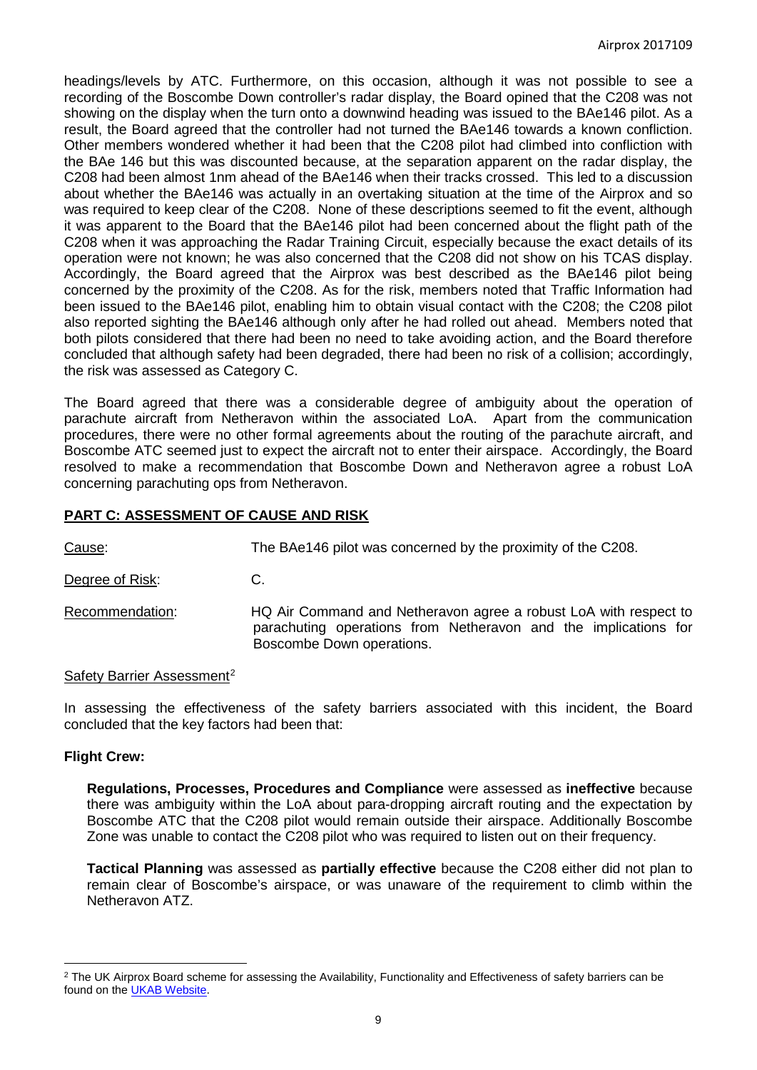headings/levels by ATC. Furthermore, on this occasion, although it was not possible to see a recording of the Boscombe Down controller's radar display, the Board opined that the C208 was not showing on the display when the turn onto a downwind heading was issued to the BAe146 pilot. As a result, the Board agreed that the controller had not turned the BAe146 towards a known confliction. Other members wondered whether it had been that the C208 pilot had climbed into confliction with the BAe 146 but this was discounted because, at the separation apparent on the radar display, the C208 had been almost 1nm ahead of the BAe146 when their tracks crossed. This led to a discussion about whether the BAe146 was actually in an overtaking situation at the time of the Airprox and so was required to keep clear of the C208. None of these descriptions seemed to fit the event, although it was apparent to the Board that the BAe146 pilot had been concerned about the flight path of the C208 when it was approaching the Radar Training Circuit, especially because the exact details of its operation were not known; he was also concerned that the C208 did not show on his TCAS display. Accordingly, the Board agreed that the Airprox was best described as the BAe146 pilot being concerned by the proximity of the C208. As for the risk, members noted that Traffic Information had been issued to the BAe146 pilot, enabling him to obtain visual contact with the C208; the C208 pilot also reported sighting the BAe146 although only after he had rolled out ahead. Members noted that both pilots considered that there had been no need to take avoiding action, and the Board therefore concluded that although safety had been degraded, there had been no risk of a collision; accordingly, the risk was assessed as Category C.

The Board agreed that there was a considerable degree of ambiguity about the operation of parachute aircraft from Netheravon within the associated LoA. Apart from the communication procedures, there were no other formal agreements about the routing of the parachute aircraft, and Boscombe ATC seemed just to expect the aircraft not to enter their airspace. Accordingly, the Board resolved to make a recommendation that Boscombe Down and Netheravon agree a robust LoA concerning parachuting ops from Netheravon.

## PART C: ASSESSMENT OF CAUSE AND RISK

Cause: The BAe146 pilot was concerned by the proximity of the C208.

Degree of Risk: C.

Recommendation: HQ Air Command and Netheravon agree a robust LoA with respect to parachuting operations from Netheravon and the implications for Boscombe Down operations.

Safety Barrier Assessment[2]

In assessing the effectiveness of the safety barriers associated with this incident, the Board concluded that the key factors had been that:

**Flight Crew:**

**Regulations, Processes, Procedures and Compliance** were assessed as **ineffective** because there was ambiguity within the LoA about para-dropping aircraft routing and the expectation by Boscombe ATC that the C208 pilot would remain outside their airspace. Additionally Boscombe Zone was unable to contact the C208 pilot who was required to listen out on their frequency.

**Tactical Planning** was assessed as **partially effective** because the C208 either did not plan to remain clear of Boscombe's airspace, or was unaware of the requirement to climb within the Netheravon ATZ.

[2] The UK Airprox Board scheme for assessing the Availability, Functionality and Effectiveness of safety barriers can be found on the UKAB Website.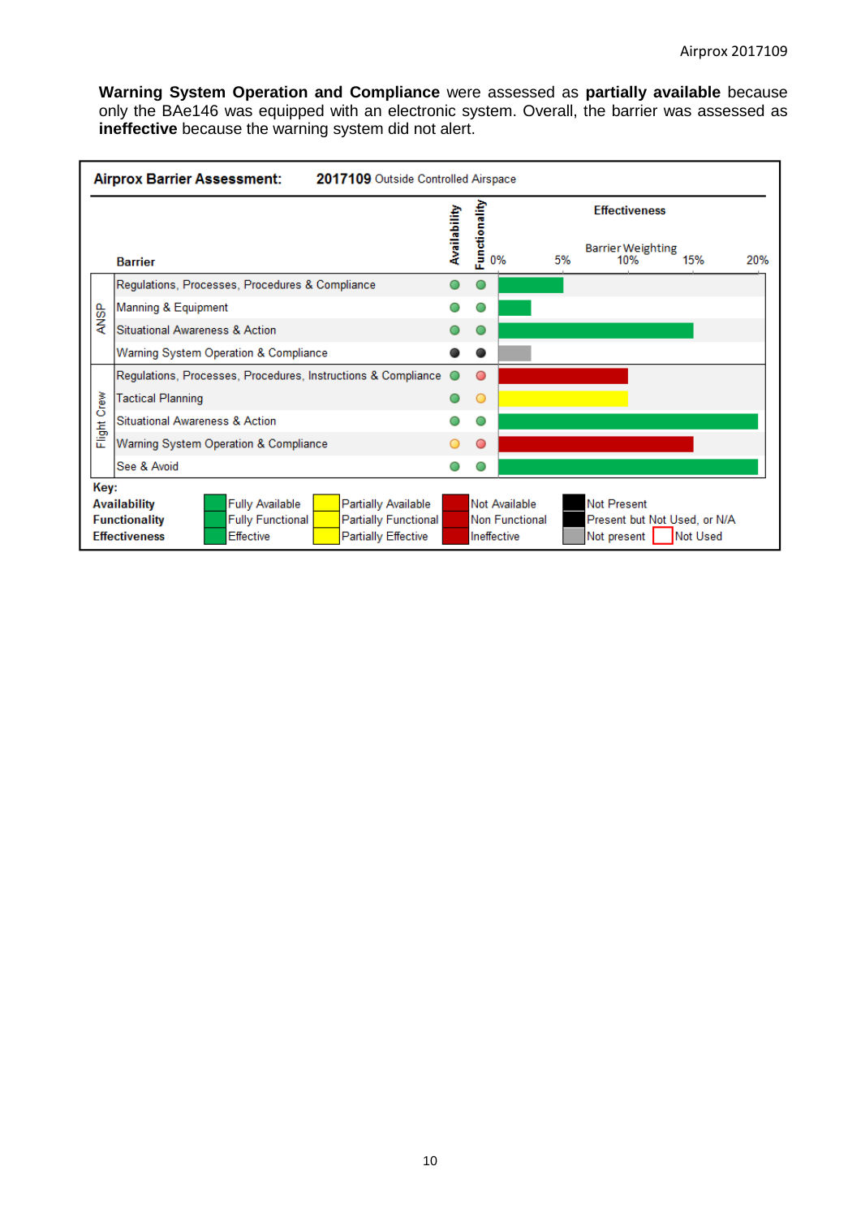**Warning System Operation and Compliance** were assessed as **partially available** because only the BAe146 was equipped with an electronic system. Overall, the barrier was assessed as **ineffective** because the warning system did not alert.

**Airprox Barrier Assessment:** **2017109** Outside Controlled Airspace

Barrier

Availability

Functionality

Effectiveness

Barrier Weighting

0% 5% 10% 15% 20%

ANSP

Regulations, Processes, Procedures & Compliance

Manning & Equipment

Situational Awareness & Action

Warning System Operation & Compliance

Flight Crew

Regulations, Processes, Procedures, Instructions & Compliance

Tactical Planning

Situational Awareness & Action

Warning System Operation & Compliance

See & Avoid

Key:

Availability: Fully Available, Partially Available, Not Available, Not Present

Functionality: Fully Functional, Partially Functional, Non Functional, Present but Not Used, or N/A

Effectiveness: Effective, Partially Effective, Ineffective, Not present, Not Used